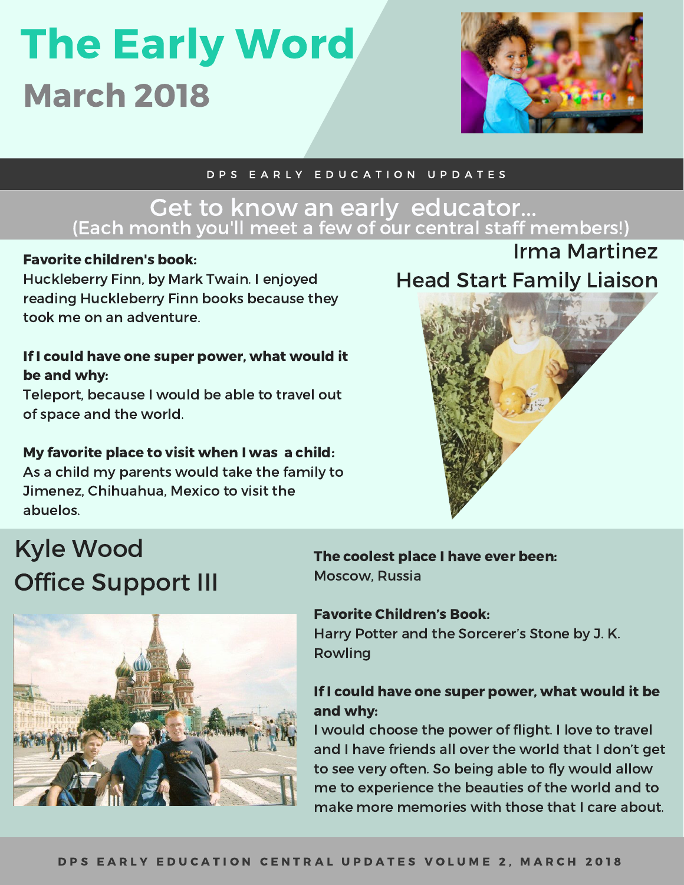# The Early Word

## March 2018

DPS EARLY EDUCATION UPDATES

## Get to know an early educator...

(Each month you'll meet a few of our central staff members!)

### Irma Martinez
### Head Start Family Liaison

**Favorite children's book:**
Huckleberry Finn, by Mark Twain. I enjoyed reading Huckleberry Finn books because they took me on an adventure.

**If I could have one super power, what would it be and why:**
Teleport, because I would be able to travel out of space and the world.

**My favorite place to visit when I was a child:**
As a child my parents would take the family to Jimenez, Chihuahua, Mexico to visit the abuelos.

### Kyle Wood
### Office Support III

**The coolest place I have ever been:**
Moscow, Russia

**Favorite Children's Book:**
Harry Potter and the Sorcerer's Stone by J. K. Rowling

**If I could have one super power, what would it be and why:**
I would choose the power of flight. I love to travel and I have friends all over the world that I don't get to see very often. So being able to fly would allow me to experience the beauties of the world and to make more memories with those that I care about.

DPS EARLY EDUCATION CENTRAL UPDATES VOLUME 2, MARCH 2018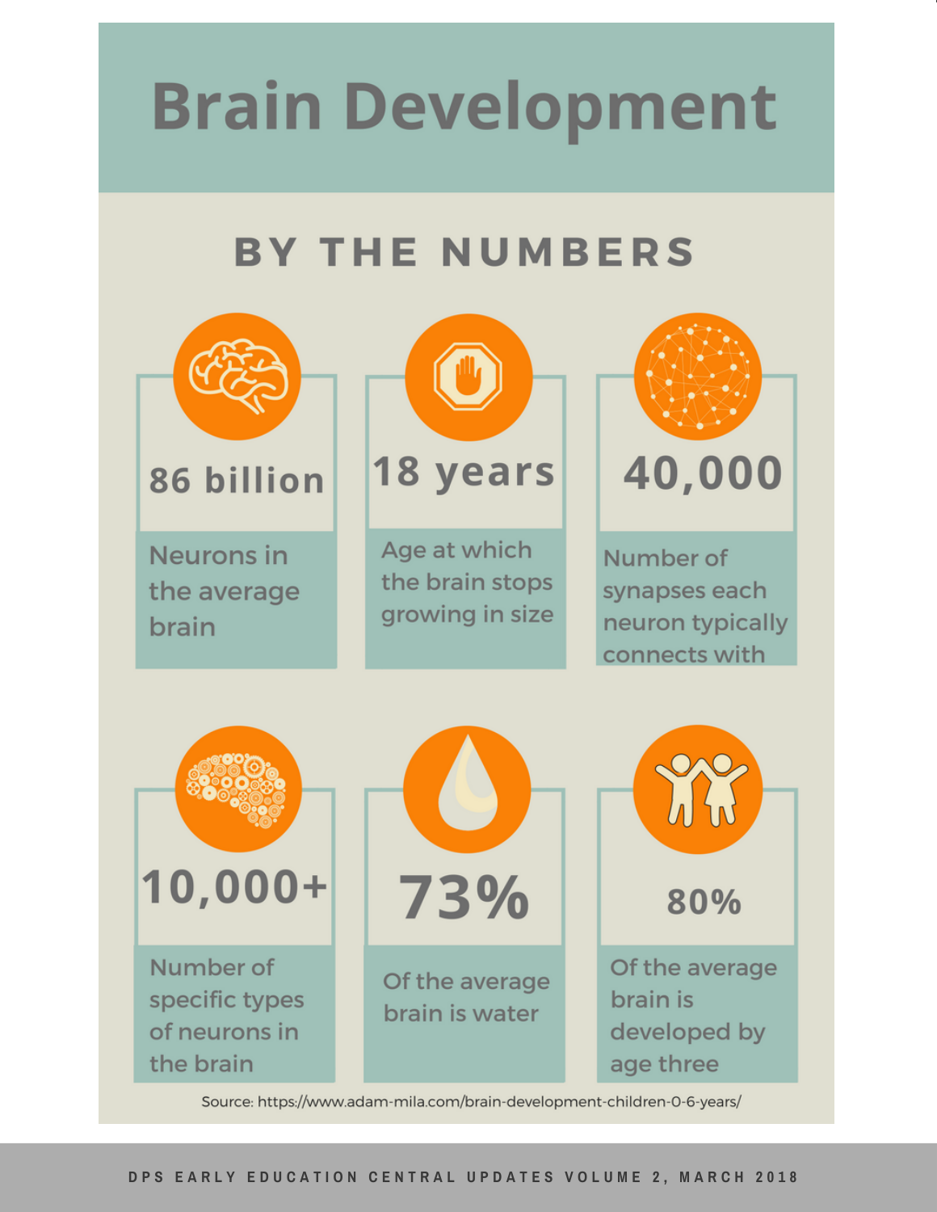# Brain Development

## BY THE NUMBERS

**86 billion**

Neurons in the average brain

**18 years**

Age at which the brain stops growing in size

**40,000**

Number of synapses each neuron typically connects with

**10,000+**

Number of specific types of neurons in the brain

**73%**

Of the average brain is water

**80%**

Of the average brain is developed by age three

Source: https://www.adam-mila.com/brain-development-children-0-6-years/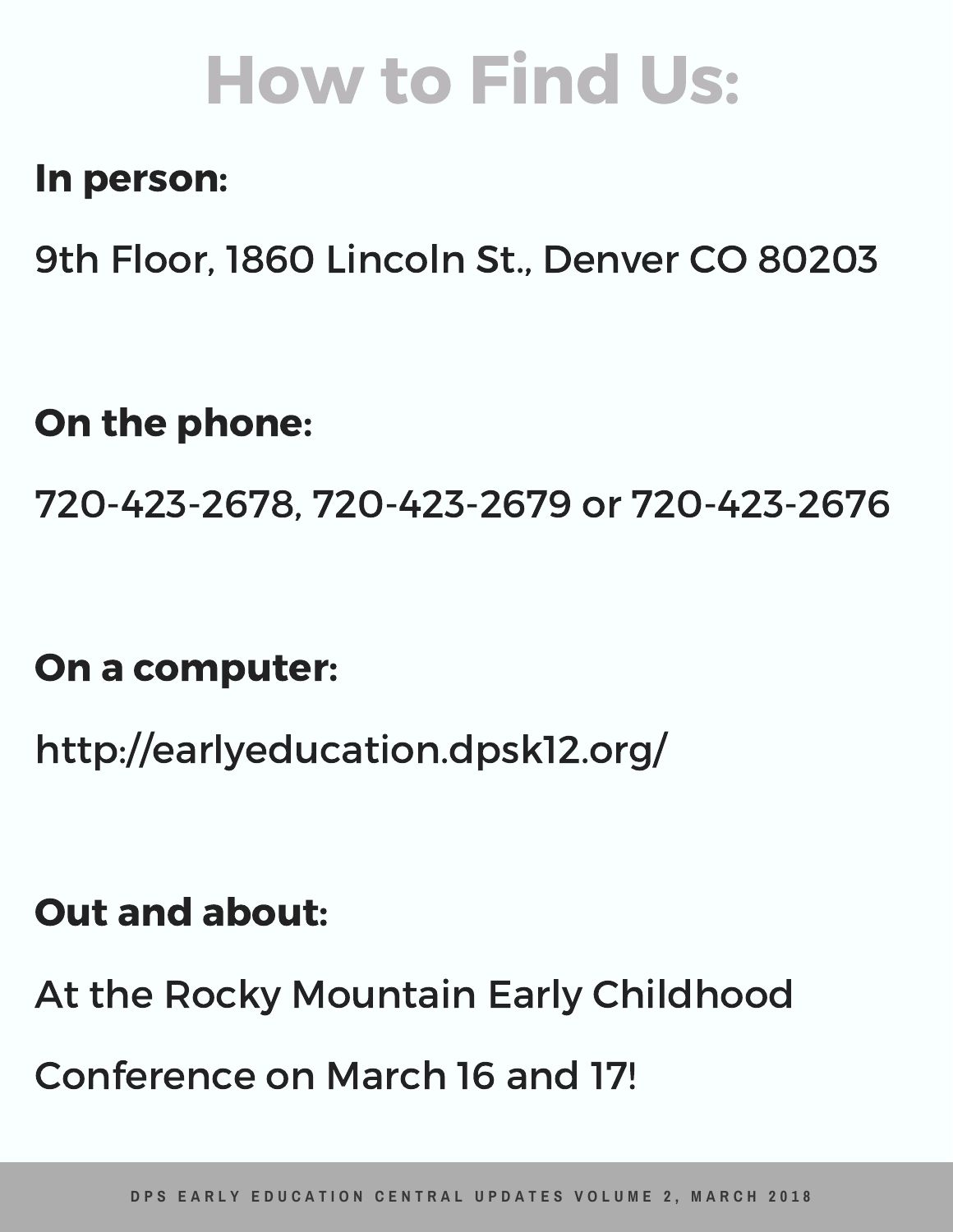# How to Find Us:

**In person:**

9th Floor, 1860 Lincoln St., Denver CO 80203

**On the phone:**

720-423-2678, 720-423-2679 or 720-423-2676

**On a computer:**

http://earlyeducation.dpsk12.org/

**Out and about:**

At the Rocky Mountain Early Childhood Conference on March 16 and 17!